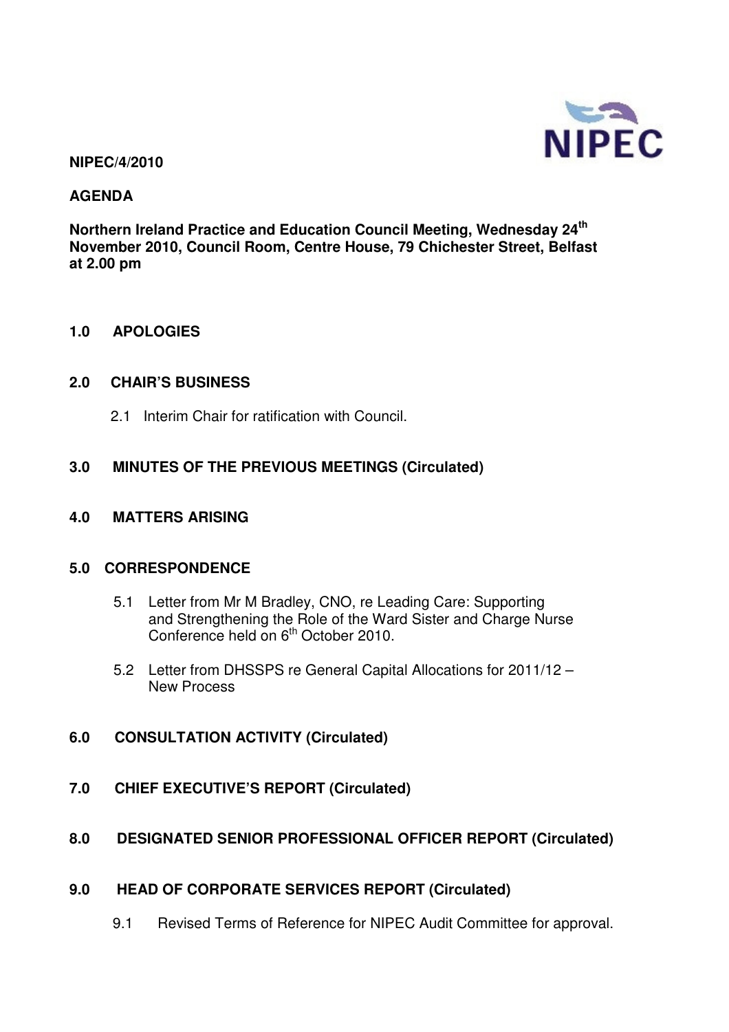NIPEC

**NIPEC/4/2010**

**AGENDA**

**Northern Ireland Practice and Education Council Meeting, Wednesday 24th November 2010, Council Room, Centre House, 79 Chichester Street, Belfast at 2.00 pm**

## 1.0 APOLOGIES

## 2.0 CHAIR'S BUSINESS

2.1 Interim Chair for ratification with Council.

## 3.0 MINUTES OF THE PREVIOUS MEETINGS (Circulated)

## 4.0 MATTERS ARISING

## 5.0 CORRESPONDENCE

5.1 Letter from Mr M Bradley, CNO, re Leading Care: Supporting and Strengthening the Role of the Ward Sister and Charge Nurse Conference held on 6th October 2010.

5.2 Letter from DHSSPS re General Capital Allocations for 2011/12 – New Process

## 6.0 CONSULTATION ACTIVITY (Circulated)

## 7.0 CHIEF EXECUTIVE'S REPORT (Circulated)

## 8.0 DESIGNATED SENIOR PROFESSIONAL OFFICER REPORT (Circulated)

## 9.0 HEAD OF CORPORATE SERVICES REPORT (Circulated)

9.1 Revised Terms of Reference for NIPEC Audit Committee for approval.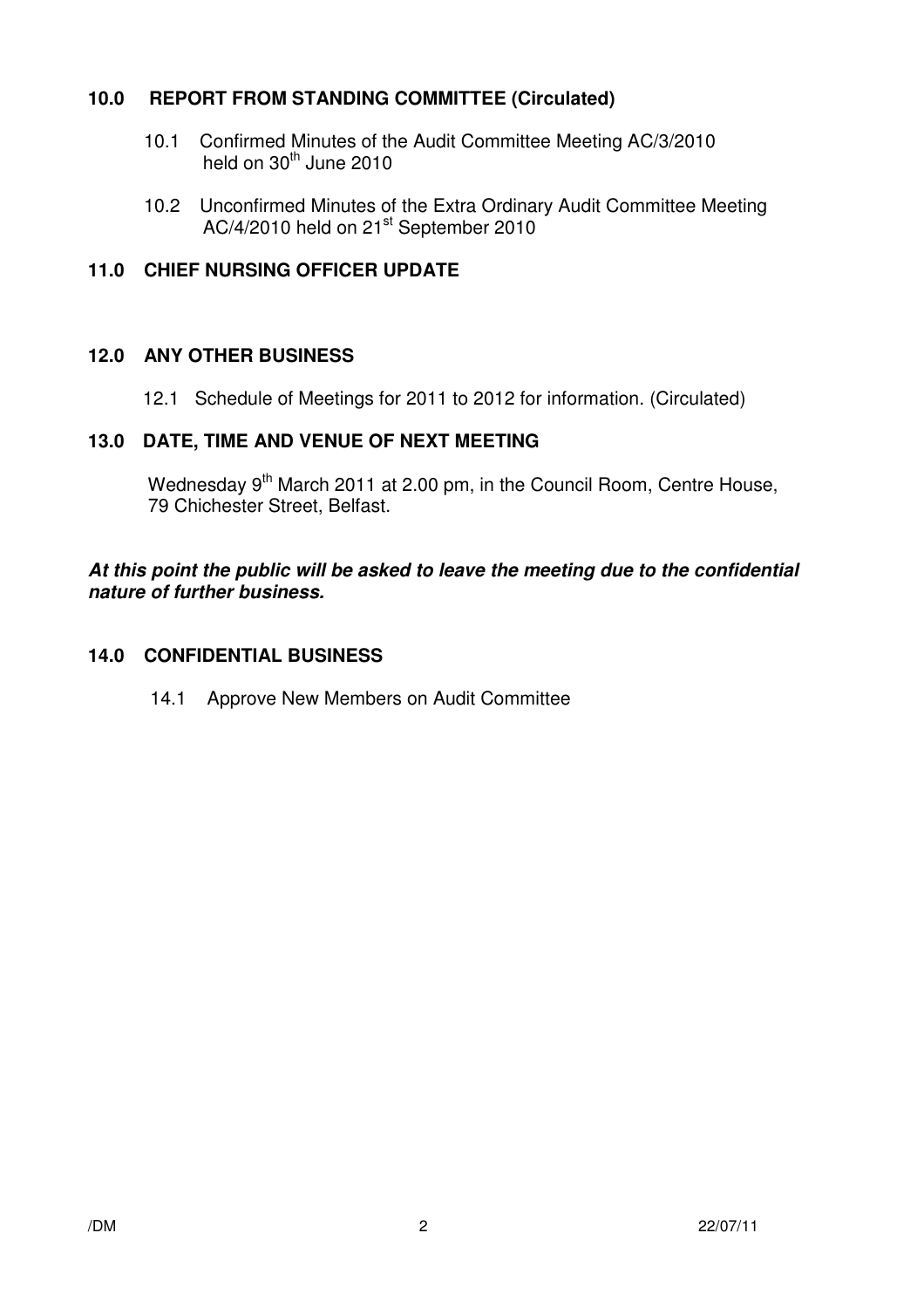## 10.0 REPORT FROM STANDING COMMITTEE (Circulated)

10.1 Confirmed Minutes of the Audit Committee Meeting AC/3/2010 held on 30th June 2010

10.2 Unconfirmed Minutes of the Extra Ordinary Audit Committee Meeting AC/4/2010 held on 21st September 2010

## 11.0 CHIEF NURSING OFFICER UPDATE

## 12.0 ANY OTHER BUSINESS

12.1 Schedule of Meetings for 2011 to 2012 for information. (Circulated)

## 13.0 DATE, TIME AND VENUE OF NEXT MEETING

Wednesday 9th March 2011 at 2.00 pm, in the Council Room, Centre House, 79 Chichester Street, Belfast.

***At this point the public will be asked to leave the meeting due to the confidential nature of further business.***

## 14.0 CONFIDENTIAL BUSINESS

14.1 Approve New Members on Audit Committee

/DM 22/07/11